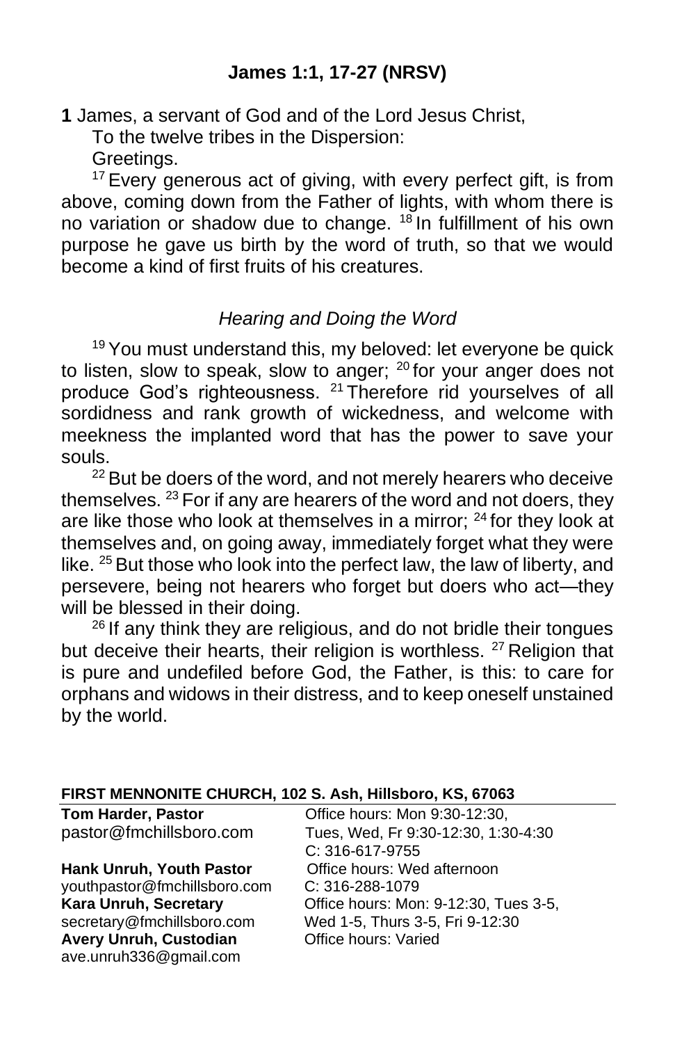## James 1:1, 17-27 (NRSV)

**1** James, a servant of God and of the Lord Jesus Christ,

To the twelve tribes in the Dispersion:

Greetings.

[17] Every generous act of giving, with every perfect gift, is from above, coming down from the Father of lights, with whom there is no variation or shadow due to change. [18] In fulfillment of his own purpose he gave us birth by the word of truth, so that we would become a kind of first fruits of his creatures.

*Hearing and Doing the Word*

[19] You must understand this, my beloved: let everyone be quick to listen, slow to speak, slow to anger; [20] for your anger does not produce God's righteousness. [21] Therefore rid yourselves of all sordidness and rank growth of wickedness, and welcome with meekness the implanted word that has the power to save your souls.

[22] But be doers of the word, and not merely hearers who deceive themselves. [23] For if any are hearers of the word and not doers, they are like those who look at themselves in a mirror; [24] for they look at themselves and, on going away, immediately forget what they were like. [25] But those who look into the perfect law, the law of liberty, and persevere, being not hearers who forget but doers who act—they will be blessed in their doing.

[26] If any think they are religious, and do not bridle their tongues but deceive their hearts, their religion is worthless. [27] Religion that is pure and undefiled before God, the Father, is this: to care for orphans and widows in their distress, and to keep oneself unstained by the world.

**FIRST MENNONITE CHURCH, 102 S. Ash, Hillsboro, KS, 67063**

**Tom Harder, Pastor**
pastor@fmchillsboro.com
Office hours: Mon 9:30-12:30, Tues, Wed, Fr 9:30-12:30, 1:30-4:30
C: 316-617-9755

**Hank Unruh, Youth Pastor**
youthpastor@fmchillsboro.com
Office hours: Wed afternoon
C: 316-288-1079

**Kara Unruh, Secretary**
secretary@fmchillsboro.com
Office hours: Mon: 9-12:30, Tues 3-5, Wed 1-5, Thurs 3-5, Fri 9-12:30

**Avery Unruh, Custodian**
ave.unruh336@gmail.com
Office hours: Varied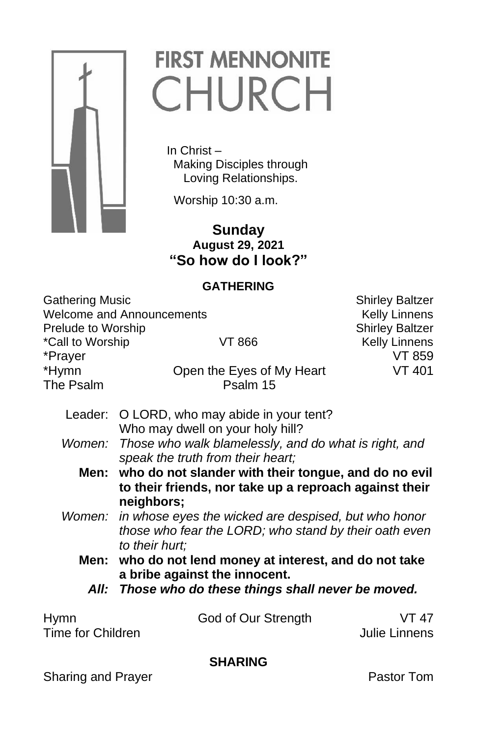# FIRST MENNONITE CHURCH

In Christ –
Making Disciples through
Loving Relationships.

Worship 10:30 a.m.

**Sunday**
**August 29, 2021**
**"So how do I look?"**

## GATHERING

| | | |
|---|---|---|
| Gathering Music | | Shirley Baltzer |
| Welcome and Announcements | | Kelly Linnens |
| Prelude to Worship | | Shirley Baltzer |
| *Call to Worship | VT 866 | Kelly Linnens |
| *Prayer | | VT 859 |
| *Hymn | Open the Eyes of My Heart | VT 401 |
| The Psalm | Psalm 15 | |

Leader: O LORD, who may abide in your tent? Who may dwell on your holy hill?

*Women: Those who walk blamelessly, and do what is right, and speak the truth from their heart;*

**Men: who do not slander with their tongue, and do no evil to their friends, nor take up a reproach against their neighbors;**

*Women: in whose eyes the wicked are despised, but who honor those who fear the LORD; who stand by their oath even to their hurt;*

**Men: who do not lend money at interest, and do not take a bribe against the innocent.**

***All: Those who do these things shall never be moved.***

| | | |
|---|---|---|
| Hymn | God of Our Strength | VT 47 |
| Time for Children | | Julie Linnens |

## SHARING

| | |
|---|---|
| Sharing and Prayer | Pastor Tom |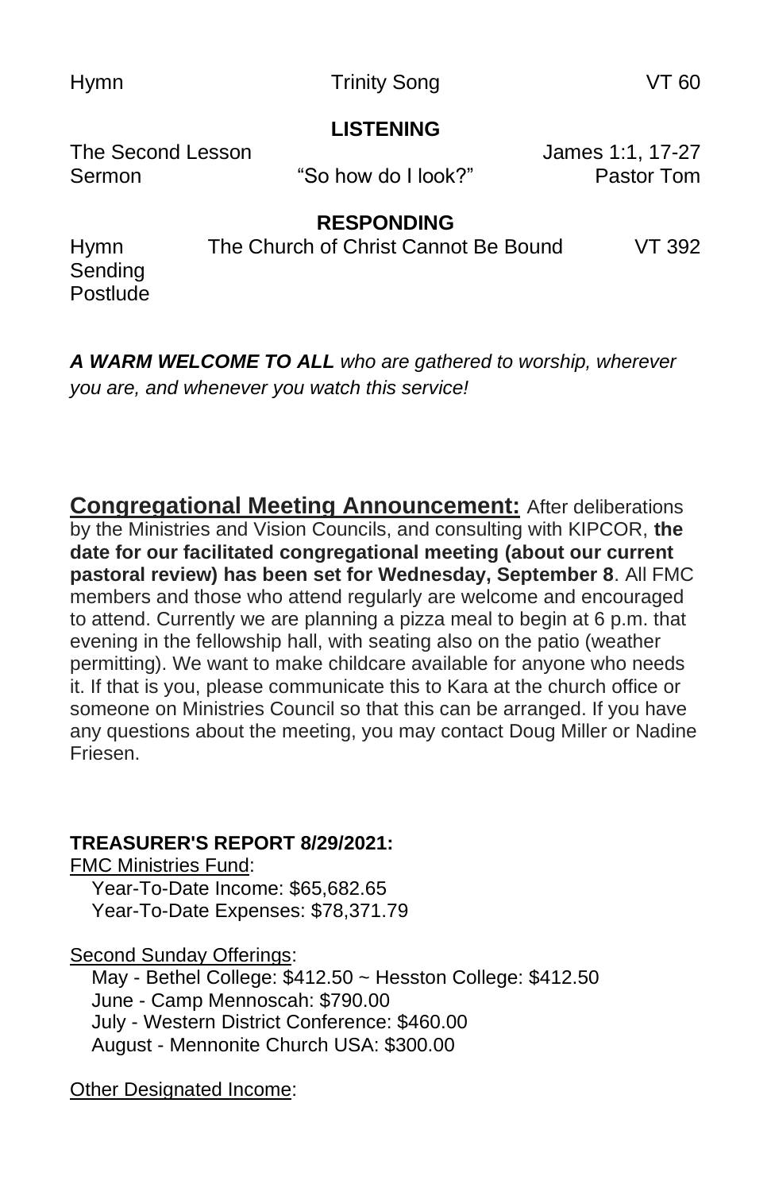| Hymn | Trinity Song | VT 60 |
|---|---|---|

**LISTENING**

| The Second Lesson | | James 1:1, 17-27 |
|---|---|---|
| Sermon | "So how do I look?" | Pastor Tom |

**RESPONDING**

| Hymn | The Church of Christ Cannot Be Bound | VT 392 |
|---|---|---|
| Sending | | |
| Postlude | | |

***A WARM WELCOME TO ALL*** *who are gathered to worship, wherever you are, and whenever you watch this service!*

**Congregational Meeting Announcement:** After deliberations by the Ministries and Vision Councils, and consulting with KIPCOR, **the date for our facilitated congregational meeting (about our current pastoral review) has been set for Wednesday, September 8**. All FMC members and those who attend regularly are welcome and encouraged to attend. Currently we are planning a pizza meal to begin at 6 p.m. that evening in the fellowship hall, with seating also on the patio (weather permitting). We want to make childcare available for anyone who needs it. If that is you, please communicate this to Kara at the church office or someone on Ministries Council so that this can be arranged. If you have any questions about the meeting, you may contact Doug Miller or Nadine Friesen.

**TREASURER'S REPORT 8/29/2021:**

FMC Ministries Fund:

- Year-To-Date Income: $65,682.65
- Year-To-Date Expenses: $78,371.79

Second Sunday Offerings:

- May - Bethel College: $412.50 ~ Hesston College: $412.50
- June - Camp Mennoscah: $790.00
- July - Western District Conference: $460.00
- August - Mennonite Church USA: $300.00

Other Designated Income: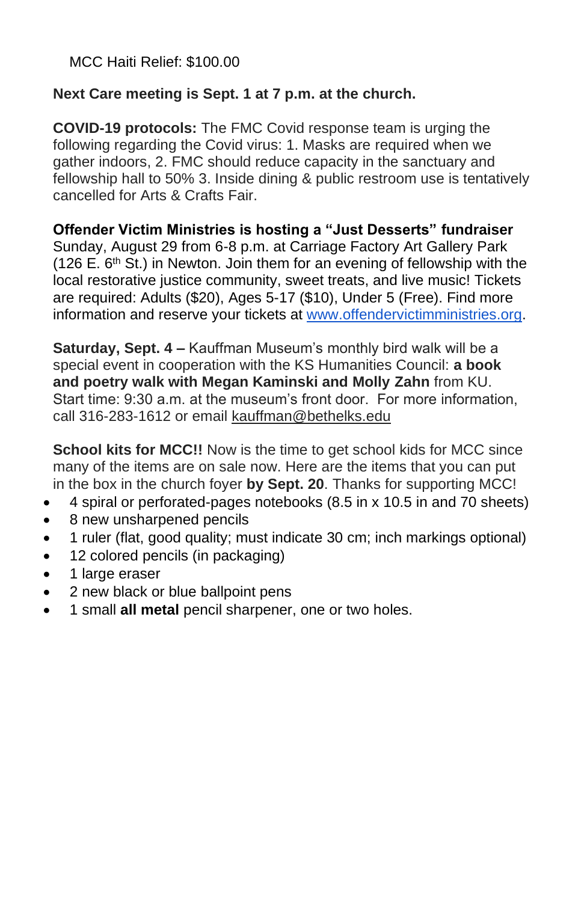MCC Haiti Relief: $100.00

**Next Care meeting is Sept. 1 at 7 p.m. at the church.**

**COVID-19 protocols:** The FMC Covid response team is urging the following regarding the Covid virus: 1. Masks are required when we gather indoors, 2. FMC should reduce capacity in the sanctuary and fellowship hall to 50% 3. Inside dining & public restroom use is tentatively cancelled for Arts & Crafts Fair.

**Offender Victim Ministries is hosting a "Just Desserts" fundraiser** Sunday, August 29 from 6-8 p.m. at Carriage Factory Art Gallery Park (126 E. 6th St.) in Newton. Join them for an evening of fellowship with the local restorative justice community, sweet treats, and live music! Tickets are required: Adults ($20), Ages 5-17 ($10), Under 5 (Free). Find more information and reserve your tickets at [www.offendervictimministries.org](www.offendervictimministries.org).

**Saturday, Sept. 4 –** Kauffman Museum's monthly bird walk will be a special event in cooperation with the KS Humanities Council: **a book and poetry walk with Megan Kaminski and Molly Zahn** from KU. Start time: 9:30 a.m. at the museum's front door. For more information, call 316-283-1612 or email kauffman@bethelks.edu

**School kits for MCC!!** Now is the time to get school kids for MCC since many of the items are on sale now. Here are the items that you can put in the box in the church foyer **by Sept. 20**. Thanks for supporting MCC!

- 4 spiral or perforated-pages notebooks (8.5 in x 10.5 in and 70 sheets)
- 8 new unsharpened pencils
- 1 ruler (flat, good quality; must indicate 30 cm; inch markings optional)
- 12 colored pencils (in packaging)
- 1 large eraser
- 2 new black or blue ballpoint pens
- 1 small **all metal** pencil sharpener, one or two holes.